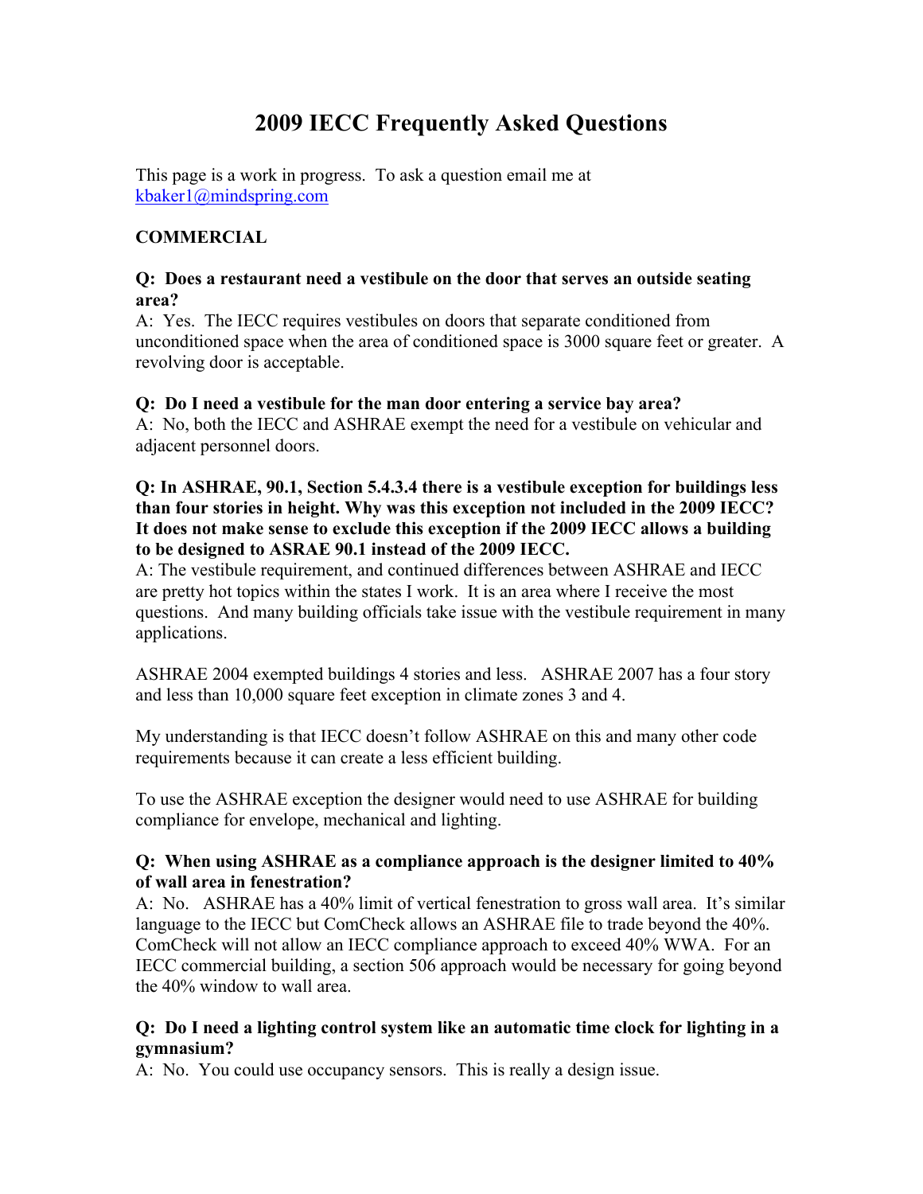# 2009 IECC Frequently Asked Questions

This page is a work in progress. To ask a question email me at kbaker1@mindspring.com

## COMMERCIAL

**Q: Does a restaurant need a vestibule on the door that serves an outside seating area?**

A: Yes. The IECC requires vestibules on doors that separate conditioned from unconditioned space when the area of conditioned space is 3000 square feet or greater. A revolving door is acceptable.

**Q: Do I need a vestibule for the man door entering a service bay area?**

A: No, both the IECC and ASHRAE exempt the need for a vestibule on vehicular and adjacent personnel doors.

**Q: In ASHRAE, 90.1, Section 5.4.3.4 there is a vestibule exception for buildings less than four stories in height. Why was this exception not included in the 2009 IECC? It does not make sense to exclude this exception if the 2009 IECC allows a building to be designed to ASRAE 90.1 instead of the 2009 IECC.**

A: The vestibule requirement, and continued differences between ASHRAE and IECC are pretty hot topics within the states I work. It is an area where I receive the most questions. And many building officials take issue with the vestibule requirement in many applications.

ASHRAE 2004 exempted buildings 4 stories and less. ASHRAE 2007 has a four story and less than 10,000 square feet exception in climate zones 3 and 4.

My understanding is that IECC doesn't follow ASHRAE on this and many other code requirements because it can create a less efficient building.

To use the ASHRAE exception the designer would need to use ASHRAE for building compliance for envelope, mechanical and lighting.

**Q: When using ASHRAE as a compliance approach is the designer limited to 40% of wall area in fenestration?**

A: No. ASHRAE has a 40% limit of vertical fenestration to gross wall area. It's similar language to the IECC but ComCheck allows an ASHRAE file to trade beyond the 40%. ComCheck will not allow an IECC compliance approach to exceed 40% WWA. For an IECC commercial building, a section 506 approach would be necessary for going beyond the 40% window to wall area.

**Q: Do I need a lighting control system like an automatic time clock for lighting in a gymnasium?**

A: No. You could use occupancy sensors. This is really a design issue.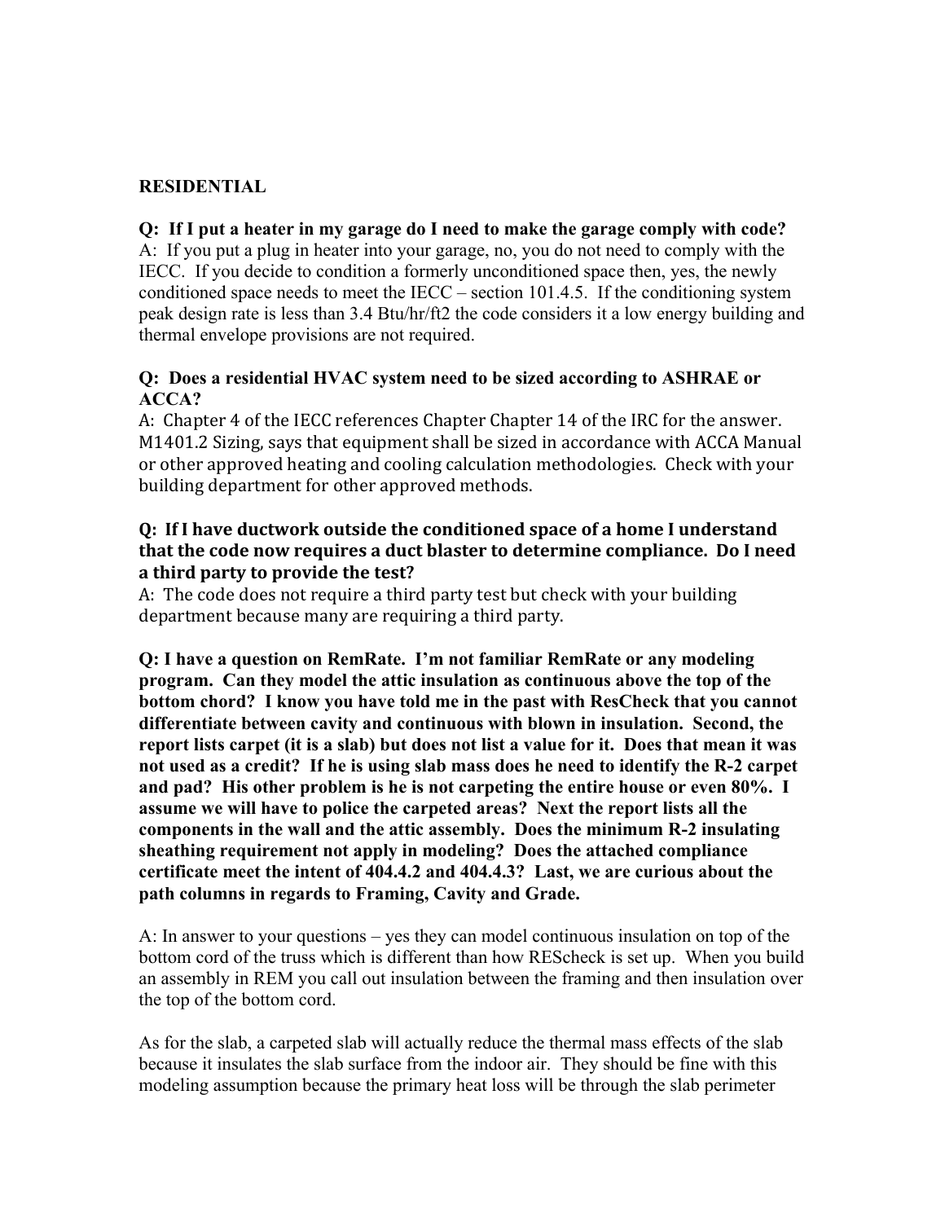**RESIDENTIAL**

**Q: If I put a heater in my garage do I need to make the garage comply with code?**
A: If you put a plug in heater into your garage, no, you do not need to comply with the IECC. If you decide to condition a formerly unconditioned space then, yes, the newly conditioned space needs to meet the IECC – section 101.4.5. If the conditioning system peak design rate is less than 3.4 Btu/hr/ft2 the code considers it a low energy building and thermal envelope provisions are not required.

**Q: Does a residential HVAC system need to be sized according to ASHRAE or ACCA?**
A: Chapter 4 of the IECC references Chapter Chapter 14 of the IRC for the answer. M1401.2 Sizing, says that equipment shall be sized in accordance with ACCA Manual or other approved heating and cooling calculation methodologies. Check with your building department for other approved methods.

**Q: If I have ductwork outside the conditioned space of a home I understand that the code now requires a duct blaster to determine compliance. Do I need a third party to provide the test?**
A: The code does not require a third party test but check with your building department because many are requiring a third party.

**Q: I have a question on RemRate. I'm not familiar RemRate or any modeling program. Can they model the attic insulation as continuous above the top of the bottom chord? I know you have told me in the past with ResCheck that you cannot differentiate between cavity and continuous with blown in insulation. Second, the report lists carpet (it is a slab) but does not list a value for it. Does that mean it was not used as a credit? If he is using slab mass does he need to identify the R-2 carpet and pad? His other problem is he is not carpeting the entire house or even 80%. I assume we will have to police the carpeted areas? Next the report lists all the components in the wall and the attic assembly. Does the minimum R-2 insulating sheathing requirement not apply in modeling? Does the attached compliance certificate meet the intent of 404.4.2 and 404.4.3? Last, we are curious about the path columns in regards to Framing, Cavity and Grade.**

A: In answer to your questions – yes they can model continuous insulation on top of the bottom cord of the truss which is different than how REScheck is set up. When you build an assembly in REM you call out insulation between the framing and then insulation over the top of the bottom cord.

As for the slab, a carpeted slab will actually reduce the thermal mass effects of the slab because it insulates the slab surface from the indoor air. They should be fine with this modeling assumption because the primary heat loss will be through the slab perimeter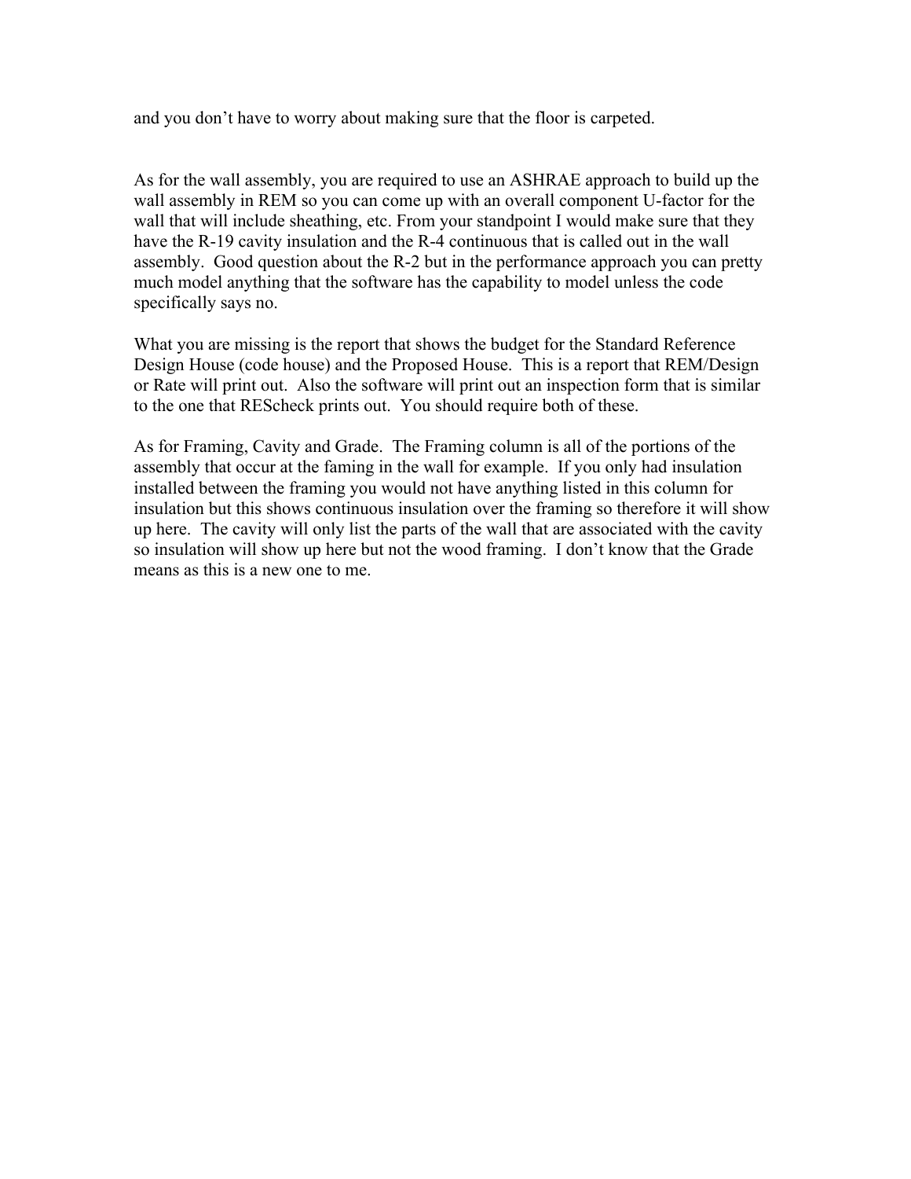and you don't have to worry about making sure that the floor is carpeted.

As for the wall assembly, you are required to use an ASHRAE approach to build up the wall assembly in REM so you can come up with an overall component U-factor for the wall that will include sheathing, etc. From your standpoint I would make sure that they have the R-19 cavity insulation and the R-4 continuous that is called out in the wall assembly. Good question about the R-2 but in the performance approach you can pretty much model anything that the software has the capability to model unless the code specifically says no.

What you are missing is the report that shows the budget for the Standard Reference Design House (code house) and the Proposed House. This is a report that REM/Design or Rate will print out. Also the software will print out an inspection form that is similar to the one that REScheck prints out. You should require both of these.

As for Framing, Cavity and Grade. The Framing column is all of the portions of the assembly that occur at the faming in the wall for example. If you only had insulation installed between the framing you would not have anything listed in this column for insulation but this shows continuous insulation over the framing so therefore it will show up here. The cavity will only list the parts of the wall that are associated with the cavity so insulation will show up here but not the wood framing. I don't know that the Grade means as this is a new one to me.